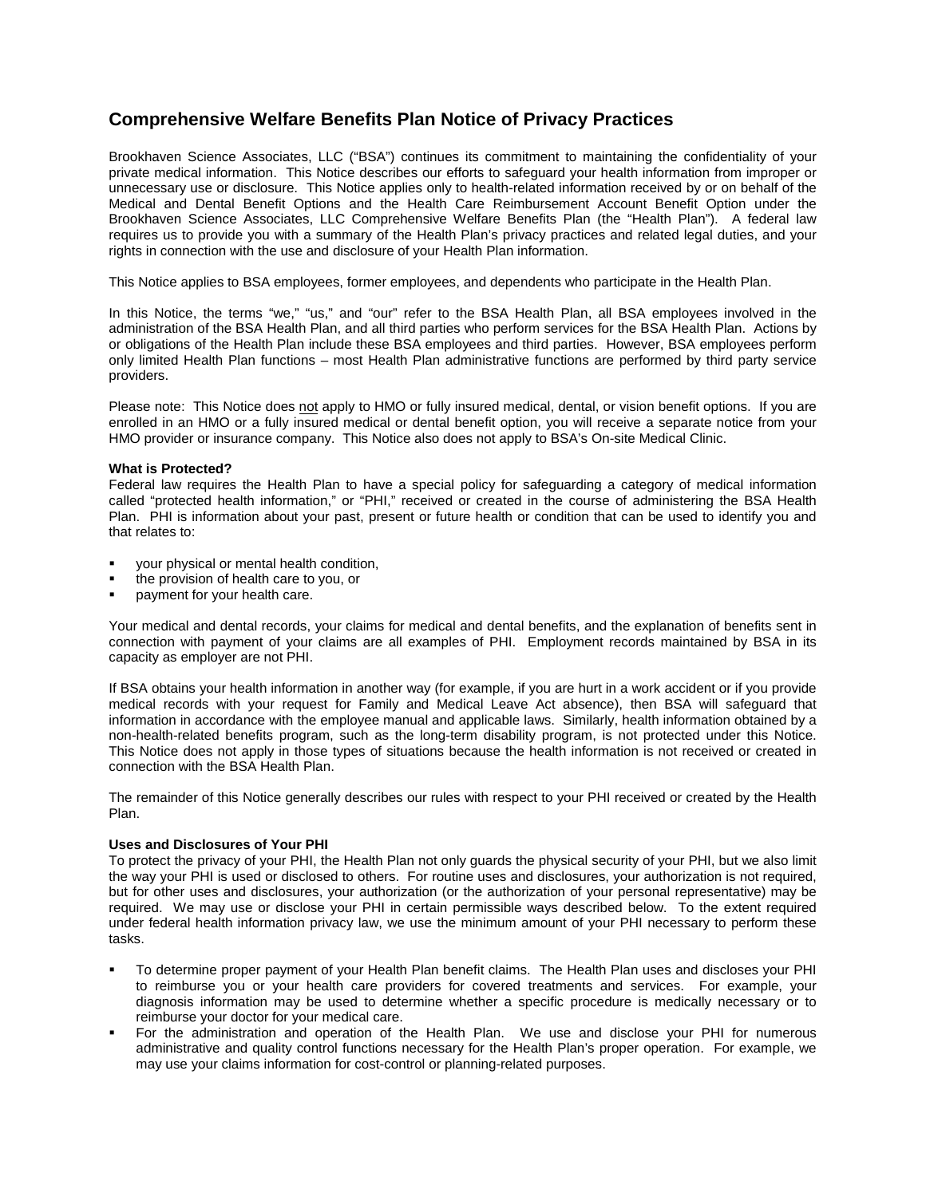# Comprehensive Welfare Benefits Plan Notice of Privacy Practices

Brookhaven Science Associates, LLC ("BSA") continues its commitment to maintaining the confidentiality of your private medical information. This Notice describes our efforts to safeguard your health information from improper or unnecessary use or disclosure. This Notice applies only to health-related information received by or on behalf of the Medical and Dental Benefit Options and the Health Care Reimbursement Account Benefit Option under the Brookhaven Science Associates, LLC Comprehensive Welfare Benefits Plan (the "Health Plan"). A federal law requires us to provide you with a summary of the Health Plan's privacy practices and related legal duties, and your rights in connection with the use and disclosure of your Health Plan information.

This Notice applies to BSA employees, former employees, and dependents who participate in the Health Plan.

In this Notice, the terms "we," "us," and "our" refer to the BSA Health Plan, all BSA employees involved in the administration of the BSA Health Plan, and all third parties who perform services for the BSA Health Plan. Actions by or obligations of the Health Plan include these BSA employees and third parties. However, BSA employees perform only limited Health Plan functions – most Health Plan administrative functions are performed by third party service providers.

Please note: This Notice does not apply to HMO or fully insured medical, dental, or vision benefit options. If you are enrolled in an HMO or a fully insured medical or dental benefit option, you will receive a separate notice from your HMO provider or insurance company. This Notice also does not apply to BSA's On-site Medical Clinic.

**What is Protected?**

Federal law requires the Health Plan to have a special policy for safeguarding a category of medical information called "protected health information," or "PHI," received or created in the course of administering the BSA Health Plan. PHI is information about your past, present or future health or condition that can be used to identify you and that relates to:

- your physical or mental health condition,
- the provision of health care to you, or
- payment for your health care.

Your medical and dental records, your claims for medical and dental benefits, and the explanation of benefits sent in connection with payment of your claims are all examples of PHI. Employment records maintained by BSA in its capacity as employer are not PHI.

If BSA obtains your health information in another way (for example, if you are hurt in a work accident or if you provide medical records with your request for Family and Medical Leave Act absence), then BSA will safeguard that information in accordance with the employee manual and applicable laws. Similarly, health information obtained by a non-health-related benefits program, such as the long-term disability program, is not protected under this Notice. This Notice does not apply in those types of situations because the health information is not received or created in connection with the BSA Health Plan.

The remainder of this Notice generally describes our rules with respect to your PHI received or created by the Health Plan.

**Uses and Disclosures of Your PHI**

To protect the privacy of your PHI, the Health Plan not only guards the physical security of your PHI, but we also limit the way your PHI is used or disclosed to others. For routine uses and disclosures, your authorization is not required, but for other uses and disclosures, your authorization (or the authorization of your personal representative) may be required. We may use or disclose your PHI in certain permissible ways described below. To the extent required under federal health information privacy law, we use the minimum amount of your PHI necessary to perform these tasks.

- To determine proper payment of your Health Plan benefit claims. The Health Plan uses and discloses your PHI to reimburse you or your health care providers for covered treatments and services. For example, your diagnosis information may be used to determine whether a specific procedure is medically necessary or to reimburse your doctor for your medical care.
- For the administration and operation of the Health Plan. We use and disclose your PHI for numerous administrative and quality control functions necessary for the Health Plan's proper operation. For example, we may use your claims information for cost-control or planning-related purposes.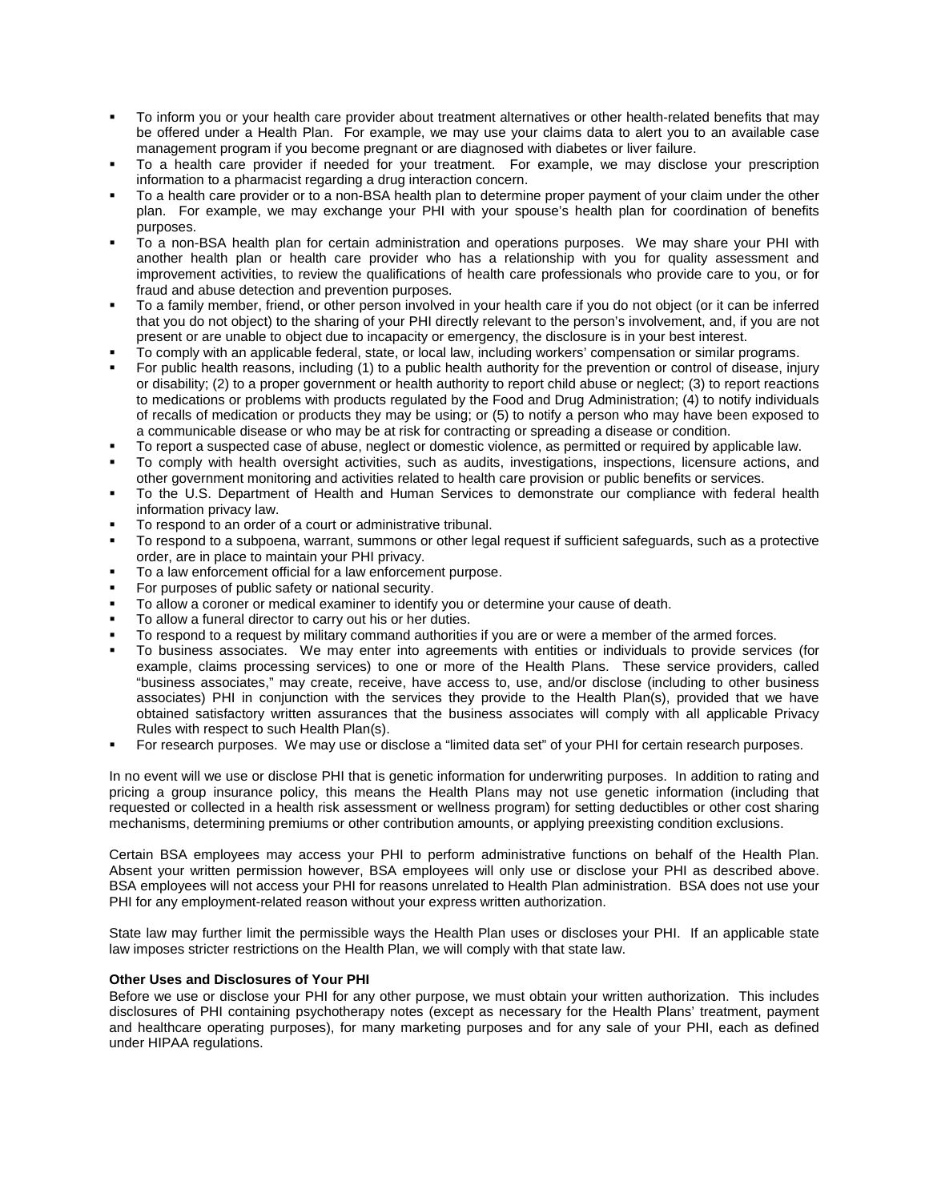- To inform you or your health care provider about treatment alternatives or other health-related benefits that may be offered under a Health Plan. For example, we may use your claims data to alert you to an available case management program if you become pregnant or are diagnosed with diabetes or liver failure.
- To a health care provider if needed for your treatment. For example, we may disclose your prescription information to a pharmacist regarding a drug interaction concern.
- To a health care provider or to a non-BSA health plan to determine proper payment of your claim under the other plan. For example, we may exchange your PHI with your spouse's health plan for coordination of benefits purposes.
- To a non-BSA health plan for certain administration and operations purposes. We may share your PHI with another health plan or health care provider who has a relationship with you for quality assessment and improvement activities, to review the qualifications of health care professionals who provide care to you, or for fraud and abuse detection and prevention purposes.
- To a family member, friend, or other person involved in your health care if you do not object (or it can be inferred that you do not object) to the sharing of your PHI directly relevant to the person's involvement, and, if you are not present or are unable to object due to incapacity or emergency, the disclosure is in your best interest.
- To comply with an applicable federal, state, or local law, including workers' compensation or similar programs.
- For public health reasons, including (1) to a public health authority for the prevention or control of disease, injury or disability; (2) to a proper government or health authority to report child abuse or neglect; (3) to report reactions to medications or problems with products regulated by the Food and Drug Administration; (4) to notify individuals of recalls of medication or products they may be using; or (5) to notify a person who may have been exposed to a communicable disease or who may be at risk for contracting or spreading a disease or condition.
- To report a suspected case of abuse, neglect or domestic violence, as permitted or required by applicable law.
- To comply with health oversight activities, such as audits, investigations, inspections, licensure actions, and other government monitoring and activities related to health care provision or public benefits or services.
- To the U.S. Department of Health and Human Services to demonstrate our compliance with federal health information privacy law.
- To respond to an order of a court or administrative tribunal.
- To respond to a subpoena, warrant, summons or other legal request if sufficient safeguards, such as a protective order, are in place to maintain your PHI privacy.
- To a law enforcement official for a law enforcement purpose.
- For purposes of public safety or national security.
- To allow a coroner or medical examiner to identify you or determine your cause of death.
- To allow a funeral director to carry out his or her duties.
- To respond to a request by military command authorities if you are or were a member of the armed forces.
- To business associates. We may enter into agreements with entities or individuals to provide services (for example, claims processing services) to one or more of the Health Plans. These service providers, called "business associates," may create, receive, have access to, use, and/or disclose (including to other business associates) PHI in conjunction with the services they provide to the Health Plan(s), provided that we have obtained satisfactory written assurances that the business associates will comply with all applicable Privacy Rules with respect to such Health Plan(s).
- For research purposes. We may use or disclose a "limited data set" of your PHI for certain research purposes.

In no event will we use or disclose PHI that is genetic information for underwriting purposes. In addition to rating and pricing a group insurance policy, this means the Health Plans may not use genetic information (including that requested or collected in a health risk assessment or wellness program) for setting deductibles or other cost sharing mechanisms, determining premiums or other contribution amounts, or applying preexisting condition exclusions.

Certain BSA employees may access your PHI to perform administrative functions on behalf of the Health Plan. Absent your written permission however, BSA employees will only use or disclose your PHI as described above. BSA employees will not access your PHI for reasons unrelated to Health Plan administration. BSA does not use your PHI for any employment-related reason without your express written authorization.

State law may further limit the permissible ways the Health Plan uses or discloses your PHI. If an applicable state law imposes stricter restrictions on the Health Plan, we will comply with that state law.

**Other Uses and Disclosures of Your PHI**

Before we use or disclose your PHI for any other purpose, we must obtain your written authorization. This includes disclosures of PHI containing psychotherapy notes (except as necessary for the Health Plans' treatment, payment and healthcare operating purposes), for many marketing purposes and for any sale of your PHI, each as defined under HIPAA regulations.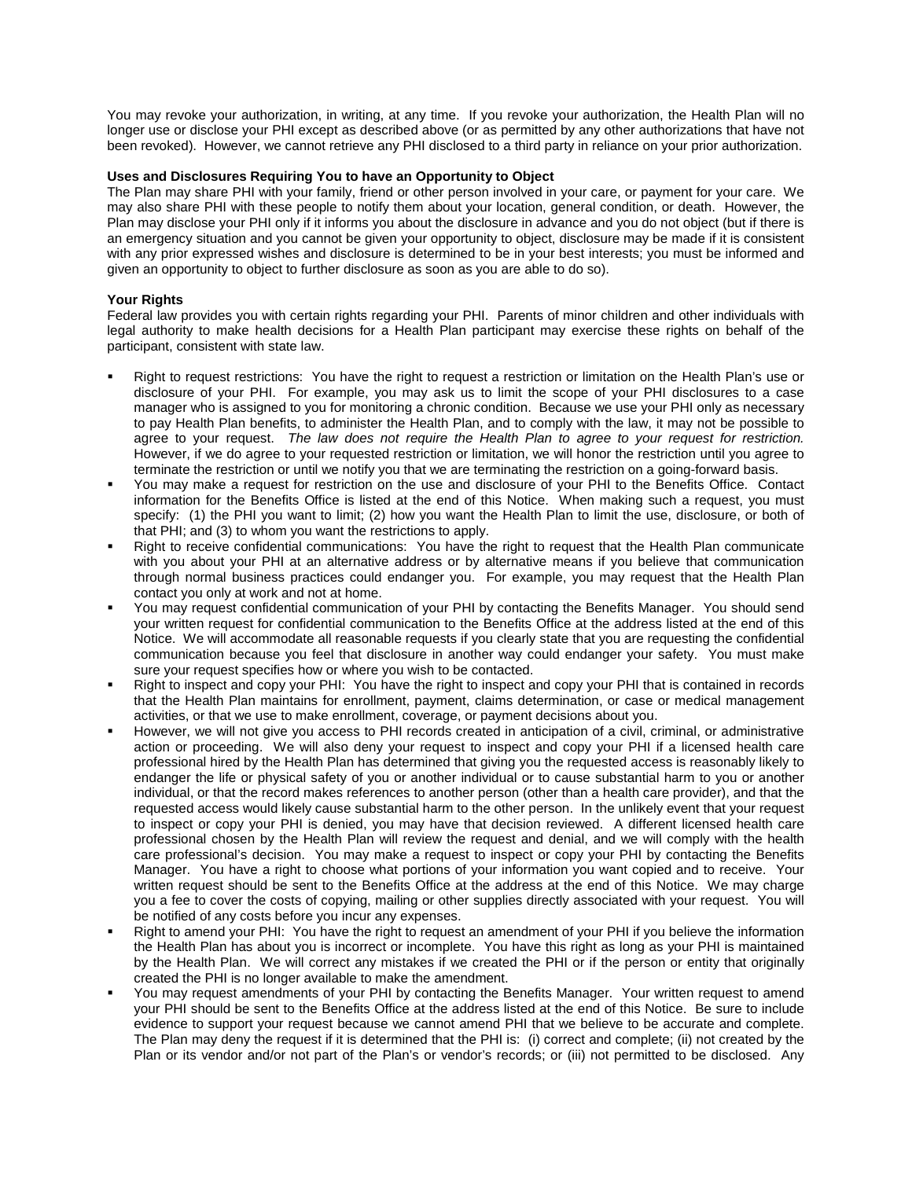You may revoke your authorization, in writing, at any time. If you revoke your authorization, the Health Plan will no longer use or disclose your PHI except as described above (or as permitted by any other authorizations that have not been revoked). However, we cannot retrieve any PHI disclosed to a third party in reliance on your prior authorization.

**Uses and Disclosures Requiring You to have an Opportunity to Object**

The Plan may share PHI with your family, friend or other person involved in your care, or payment for your care. We may also share PHI with these people to notify them about your location, general condition, or death. However, the Plan may disclose your PHI only if it informs you about the disclosure in advance and you do not object (but if there is an emergency situation and you cannot be given your opportunity to object, disclosure may be made if it is consistent with any prior expressed wishes and disclosure is determined to be in your best interests; you must be informed and given an opportunity to object to further disclosure as soon as you are able to do so).

**Your Rights**

Federal law provides you with certain rights regarding your PHI. Parents of minor children and other individuals with legal authority to make health decisions for a Health Plan participant may exercise these rights on behalf of the participant, consistent with state law.

- Right to request restrictions: You have the right to request a restriction or limitation on the Health Plan's use or disclosure of your PHI. For example, you may ask us to limit the scope of your PHI disclosures to a case manager who is assigned to you for monitoring a chronic condition. Because we use your PHI only as necessary to pay Health Plan benefits, to administer the Health Plan, and to comply with the law, it may not be possible to agree to your request. *The law does not require the Health Plan to agree to your request for restriction.* However, if we do agree to your requested restriction or limitation, we will honor the restriction until you agree to terminate the restriction or until we notify you that we are terminating the restriction on a going-forward basis.
- You may make a request for restriction on the use and disclosure of your PHI to the Benefits Office. Contact information for the Benefits Office is listed at the end of this Notice. When making such a request, you must specify: (1) the PHI you want to limit; (2) how you want the Health Plan to limit the use, disclosure, or both of that PHI; and (3) to whom you want the restrictions to apply.
- Right to receive confidential communications: You have the right to request that the Health Plan communicate with you about your PHI at an alternative address or by alternative means if you believe that communication through normal business practices could endanger you. For example, you may request that the Health Plan contact you only at work and not at home.
- You may request confidential communication of your PHI by contacting the Benefits Manager. You should send your written request for confidential communication to the Benefits Office at the address listed at the end of this Notice. We will accommodate all reasonable requests if you clearly state that you are requesting the confidential communication because you feel that disclosure in another way could endanger your safety. You must make sure your request specifies how or where you wish to be contacted.
- Right to inspect and copy your PHI: You have the right to inspect and copy your PHI that is contained in records that the Health Plan maintains for enrollment, payment, claims determination, or case or medical management activities, or that we use to make enrollment, coverage, or payment decisions about you.
- However, we will not give you access to PHI records created in anticipation of a civil, criminal, or administrative action or proceeding. We will also deny your request to inspect and copy your PHI if a licensed health care professional hired by the Health Plan has determined that giving you the requested access is reasonably likely to endanger the life or physical safety of you or another individual or to cause substantial harm to you or another individual, or that the record makes references to another person (other than a health care provider), and that the requested access would likely cause substantial harm to the other person. In the unlikely event that your request to inspect or copy your PHI is denied, you may have that decision reviewed. A different licensed health care professional chosen by the Health Plan will review the request and denial, and we will comply with the health care professional's decision. You may make a request to inspect or copy your PHI by contacting the Benefits Manager. You have a right to choose what portions of your information you want copied and to receive. Your written request should be sent to the Benefits Office at the address at the end of this Notice. We may charge you a fee to cover the costs of copying, mailing or other supplies directly associated with your request. You will be notified of any costs before you incur any expenses.
- Right to amend your PHI: You have the right to request an amendment of your PHI if you believe the information the Health Plan has about you is incorrect or incomplete. You have this right as long as your PHI is maintained by the Health Plan. We will correct any mistakes if we created the PHI or if the person or entity that originally created the PHI is no longer available to make the amendment.
- You may request amendments of your PHI by contacting the Benefits Manager. Your written request to amend your PHI should be sent to the Benefits Office at the address listed at the end of this Notice. Be sure to include evidence to support your request because we cannot amend PHI that we believe to be accurate and complete. The Plan may deny the request if it is determined that the PHI is: (i) correct and complete; (ii) not created by the Plan or its vendor and/or not part of the Plan's or vendor's records; or (iii) not permitted to be disclosed. Any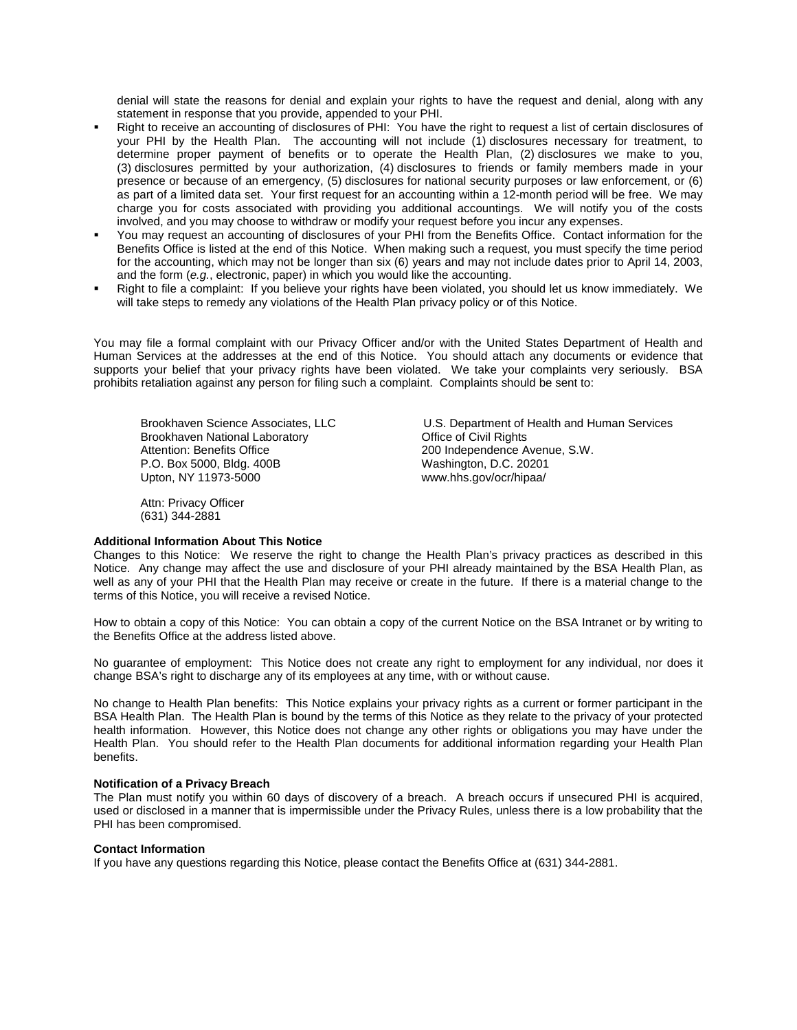denial will state the reasons for denial and explain your rights to have the request and denial, along with any statement in response that you provide, appended to your PHI.

- Right to receive an accounting of disclosures of PHI: You have the right to request a list of certain disclosures of your PHI by the Health Plan. The accounting will not include (1) disclosures necessary for treatment, to determine proper payment of benefits or to operate the Health Plan, (2) disclosures we make to you, (3) disclosures permitted by your authorization, (4) disclosures to friends or family members made in your presence or because of an emergency, (5) disclosures for national security purposes or law enforcement, or (6) as part of a limited data set. Your first request for an accounting within a 12-month period will be free. We may charge you for costs associated with providing you additional accountings. We will notify you of the costs involved, and you may choose to withdraw or modify your request before you incur any expenses.
- You may request an accounting of disclosures of your PHI from the Benefits Office. Contact information for the Benefits Office is listed at the end of this Notice. When making such a request, you must specify the time period for the accounting, which may not be longer than six (6) years and may not include dates prior to April 14, 2003, and the form (*e.g.*, electronic, paper) in which you would like the accounting.
- Right to file a complaint: If you believe your rights have been violated, you should let us know immediately. We will take steps to remedy any violations of the Health Plan privacy policy or of this Notice.

You may file a formal complaint with our Privacy Officer and/or with the United States Department of Health and Human Services at the addresses at the end of this Notice. You should attach any documents or evidence that supports your belief that your privacy rights have been violated. We take your complaints very seriously. BSA prohibits retaliation against any person for filing such a complaint. Complaints should be sent to:

Brookhaven Science Associates, LLC
Brookhaven National Laboratory
Attention: Benefits Office
P.O. Box 5000, Bldg. 400B
Upton, NY 11973-5000

Attn: Privacy Officer
(631) 344-2881

U.S. Department of Health and Human Services
Office of Civil Rights
200 Independence Avenue, S.W.
Washington, D.C. 20201
www.hhs.gov/ocr/hipaa/

**Additional Information About This Notice**

Changes to this Notice: We reserve the right to change the Health Plan's privacy practices as described in this Notice. Any change may affect the use and disclosure of your PHI already maintained by the BSA Health Plan, as well as any of your PHI that the Health Plan may receive or create in the future. If there is a material change to the terms of this Notice, you will receive a revised Notice.

How to obtain a copy of this Notice: You can obtain a copy of the current Notice on the BSA Intranet or by writing to the Benefits Office at the address listed above.

No guarantee of employment: This Notice does not create any right to employment for any individual, nor does it change BSA's right to discharge any of its employees at any time, with or without cause.

No change to Health Plan benefits: This Notice explains your privacy rights as a current or former participant in the BSA Health Plan. The Health Plan is bound by the terms of this Notice as they relate to the privacy of your protected health information. However, this Notice does not change any other rights or obligations you may have under the Health Plan. You should refer to the Health Plan documents for additional information regarding your Health Plan benefits.

**Notification of a Privacy Breach**

The Plan must notify you within 60 days of discovery of a breach. A breach occurs if unsecured PHI is acquired, used or disclosed in a manner that is impermissible under the Privacy Rules, unless there is a low probability that the PHI has been compromised.

**Contact Information**

If you have any questions regarding this Notice, please contact the Benefits Office at (631) 344-2881.